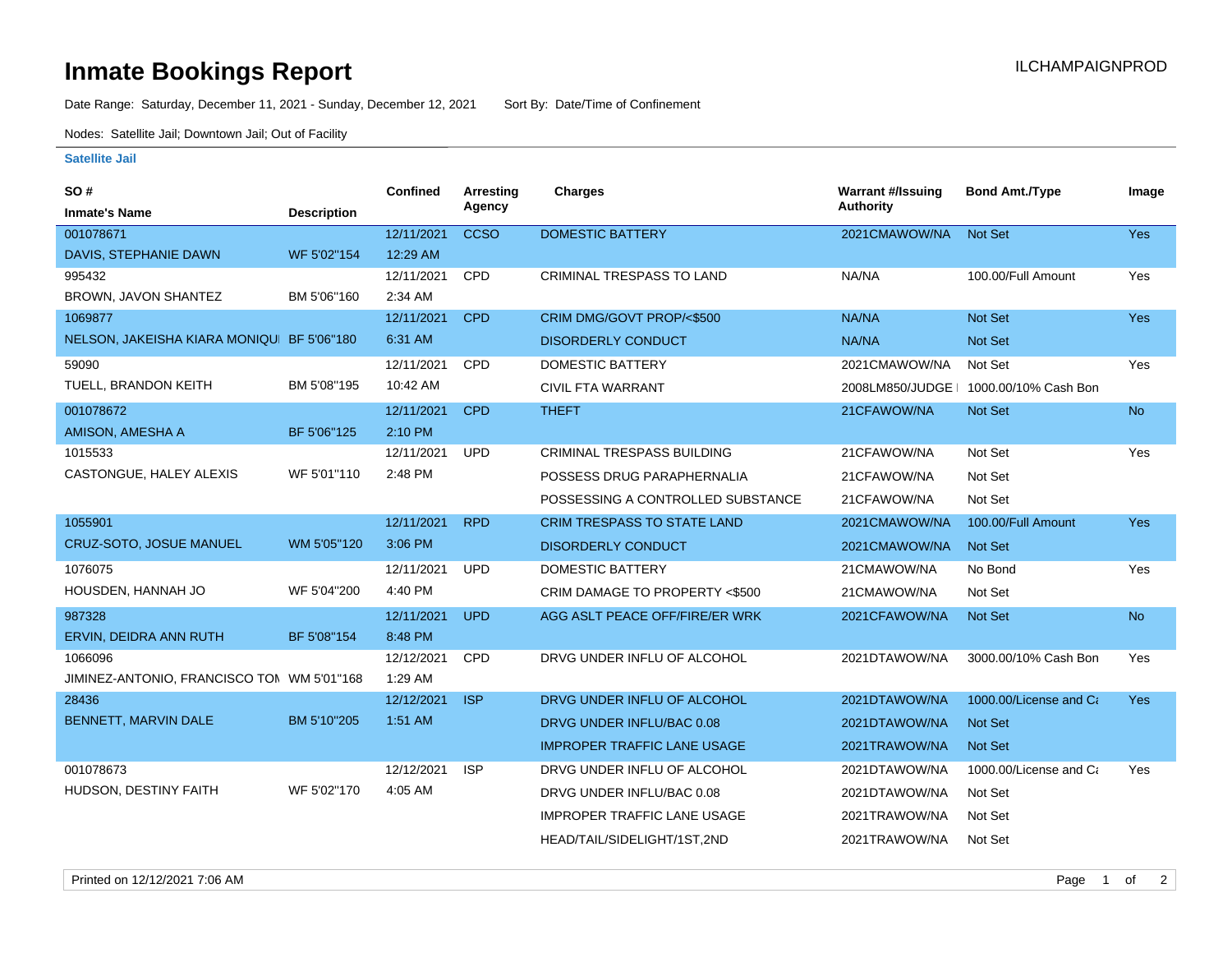# Inmate Bookings Report

ILCHAMPAIGNPROD

Date Range: Saturday, December 11, 2021 - Sunday, December 12, 2021 Sort By: Date/Time of Confinement

Nodes: Satellite Jail; Downtown Jail; Out of Facility

## Satellite Jail

| SO # / Inmate's Name | Description | Confined | Arresting Agency | Charges | Warrant #/Issuing Authority | Bond Amt./Type | Image |
|---|---|---|---|---|---|---|---|
| 001078671 DAVIS, STEPHANIE DAWN | WF 5'02"154 | 12/11/2021 12:29 AM | CCSO | DOMESTIC BATTERY | 2021CMAWOW/NA | Not Set | Yes |
| 995432 BROWN, JAVON SHANTEZ | BM 5'06"160 | 12/11/2021 2:34 AM | CPD | CRIMINAL TRESPASS TO LAND | NA/NA | 100.00/Full Amount | Yes |
| 1069877 NELSON, JAKEISHA KIARA MONIQU | BF 5'06"180 | 12/11/2021 6:31 AM | CPD | CRIM DMG/GOVT PROP/<$500 | NA/NA | Not Set | Yes |
| | | | | DISORDERLY CONDUCT | NA/NA | Not Set | |
| 59090 TUELL, BRANDON KEITH | BM 5'08"195 | 12/11/2021 10:42 AM | CPD | DOMESTIC BATTERY | 2021CMAWOW/NA | Not Set | Yes |
| | | | | CIVIL FTA WARRANT | 2008LM850/JUDGE | 1000.00/10% Cash Bon | |
| 001078672 AMISON, AMESHA A | BF 5'06"125 | 12/11/2021 2:10 PM | CPD | THEFT | 21CFAWOW/NA | Not Set | No |
| 1015533 CASTONGUE, HALEY ALEXIS | WF 5'01"110 | 12/11/2021 2:48 PM | UPD | CRIMINAL TRESPASS BUILDING | 21CFAWOW/NA | Not Set | Yes |
| | | | | POSSESS DRUG PARAPHERNALIA | 21CFAWOW/NA | Not Set | |
| | | | | POSSESSING A CONTROLLED SUBSTANCE | 21CFAWOW/NA | Not Set | |
| 1055901 CRUZ-SOTO, JOSUE MANUEL | WM 5'05"120 | 12/11/2021 3:06 PM | RPD | CRIM TRESPASS TO STATE LAND | 2021CMAWOW/NA | 100.00/Full Amount | Yes |
| | | | | DISORDERLY CONDUCT | 2021CMAWOW/NA | Not Set | |
| 1076075 HOUSDEN, HANNAH JO | WF 5'04"200 | 12/11/2021 4:40 PM | UPD | DOMESTIC BATTERY | 21CMAWOW/NA | No Bond | Yes |
| | | | | CRIM DAMAGE TO PROPERTY <$500 | 21CMAWOW/NA | Not Set | |
| 987328 ERVIN, DEIDRA ANN RUTH | BF 5'08"154 | 12/11/2021 8:48 PM | UPD | AGG ASLT PEACE OFF/FIRE/ER WRK | 2021CFAWOW/NA | Not Set | No |
| 1066096 JIMINEZ-ANTONIO, FRANCISCO TON | WM 5'01"168 | 12/12/2021 1:29 AM | CPD | DRVG UNDER INFLU OF ALCOHOL | 2021DTAWOW/NA | 3000.00/10% Cash Bon | Yes |
| 28436 BENNETT, MARVIN DALE | BM 5'10"205 | 12/12/2021 1:51 AM | ISP | DRVG UNDER INFLU OF ALCOHOL | 2021DTAWOW/NA | 1000.00/License and Ca | Yes |
| | | | | DRVG UNDER INFLU/BAC 0.08 | 2021DTAWOW/NA | Not Set | |
| | | | | IMPROPER TRAFFIC LANE USAGE | 2021TRAWOW/NA | Not Set | |
| 001078673 HUDSON, DESTINY FAITH | WF 5'02"170 | 12/12/2021 4:05 AM | ISP | DRVG UNDER INFLU OF ALCOHOL | 2021DTAWOW/NA | 1000.00/License and Ca | Yes |
| | | | | DRVG UNDER INFLU/BAC 0.08 | 2021DTAWOW/NA | Not Set | |
| | | | | IMPROPER TRAFFIC LANE USAGE | 2021TRAWOW/NA | Not Set | |
| | | | | HEAD/TAIL/SIDELIGHT/1ST,2ND | 2021TRAWOW/NA | Not Set | |

Printed on 12/12/2021 7:06 AM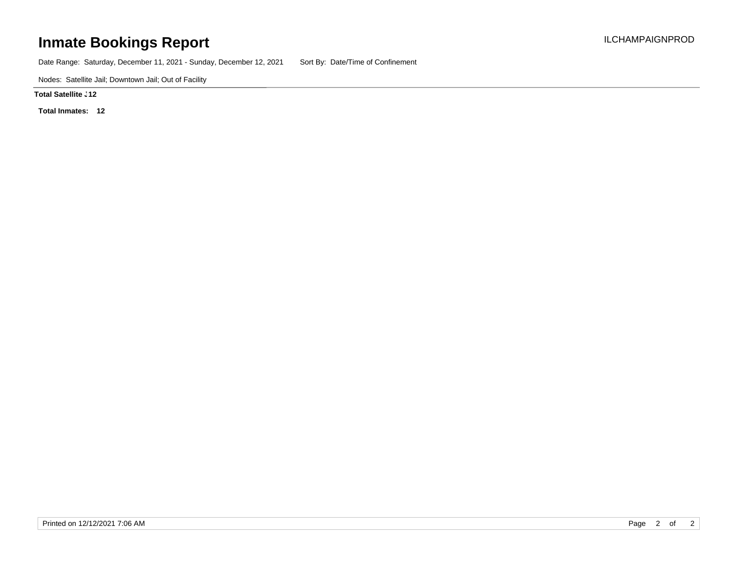# Inmate Bookings Report

ILCHAMPAIGNPROD

Date Range: Saturday, December 11, 2021 - Sunday, December 12, 2021 Sort By: Date/Time of Confinement

Nodes: Satellite Jail; Downtown Jail; Out of Facility

**Total Satellite J 12**

**Total Inmates: 12**

Printed on 12/12/2021 7:06 AM